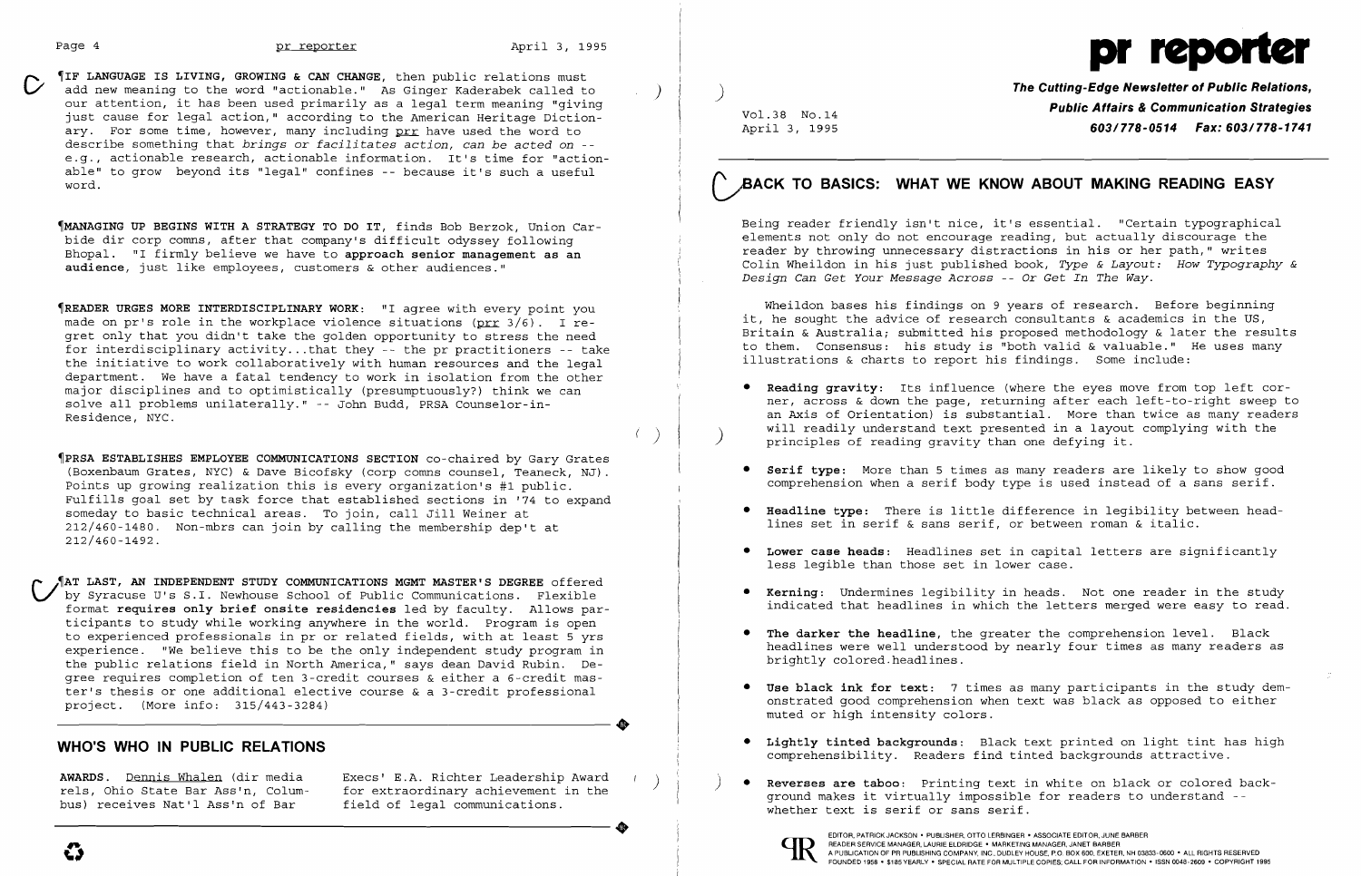¶**IF LANGUAGE IS LIVING, GROWING & CAN CHANGE**, then public relations must add new meaning to the word "actionable." As Ginger Kaderabek called to our attention, it has been used primarily as a legal term meaning "giving just cause for legal action," according to the American Heritage Dictionary. For some time, however, many including prr have used the word to describe something that *brings or facilitates action, can be acted on* -- e.g., actionable research, actionable information. It's time for "actionable" to grow beyond its "legal" confines -- because it's such a useful word.

¶**MANAGING UP BEGINS WITH A STRATEGY TO DO IT**, finds Bob Berzok, Union Carbide dir corp comns, after that company's difficult odyssey following Bhopal. "I firmly believe we have to **approach senior management as an audience**, just like employees, customers & other audiences."

¶**READER URGES MORE INTERDISCIPLINARY WORK**: "I agree with every point you made on pr's role in the workplace violence situations (prr 3/6). I regret only that you didn't take the golden opportunity to stress the need for interdisciplinary activity...that they -- the pr practitioners -- take the initiative to work collaboratively with human resources and the legal department. We have a fatal tendency to work in isolation from the other major disciplines and to optimistically (presumptuously?) think we can solve all problems unilaterally." -- John Budd, PRSA Counselor-in-Residence, NYC.

¶**PRSA ESTABLISHES EMPLOYEE COMMUNICATIONS SECTION** co-chaired by Gary Grates (Boxenbaum Grates, NYC) & Dave Bicofsky (corp comns counsel, Teaneck, NJ). Points up growing realization this is every organization's #1 public. Fulfills goal set by task force that established sections in '74 to expand someday to basic technical areas. To join, call Jill Weiner at 212/460-1480. Non-mbrs can join by calling the membership dep't at 212/460-1492.

¶**AT LAST, AN INDEPENDENT STUDY COMMUNICATIONS MGMT MASTER'S DEGREE** offered by Syracuse U's S.I. Newhouse School of Public Communications. Flexible format **requires only brief onsite residencies** led by faculty. Allows participants to study while working anywhere in the world. Program is open to experienced professionals in pr or related fields, with at least 5 yrs experience. "We believe this to be the only independent study program in the public relations field in North America," says dean David Rubin. Degree requires completion of ten 3-credit courses & either a 6-credit master's thesis or one additional elective course & a 3-credit professional project. (More info: 315/443-3284)

## WHO'S WHO IN PUBLIC RELATIONS

**AWARDS.** Dennis Whalen (dir media rels, Ohio State Bar Ass'n, Columbus) receives Nat'l Ass'n of Bar Execs' E.A. Richter Leadership Award for extraordinary achievement in the field of legal communications.

# pr reporter

**The Cutting-Edge Newsletter of Public Relations, Public Affairs & Communication Strategies**
**603/778-0514 Fax: 603/778-1741**

Vol.38 No.14
April 3, 1995

## BACK TO BASICS: WHAT WE KNOW ABOUT MAKING READING EASY

Being reader friendly isn't nice, it's essential. "Certain typographical elements not only do not encourage reading, but actually discourage the reader by throwing unnecessary distractions in his or her path," writes Colin Wheildon in his just published book, *Type & Layout: How Typography & Design Can Get Your Message Across -- Or Get In The Way.*

Wheildon bases his findings on 9 years of research. Before beginning it, he sought the advice of research consultants & academics in the US, Britain & Australia; submitted his proposed methodology & later the results to them. Consensus: his study is "both valid & valuable." He uses many illustrations & charts to report his findings. Some include:

- **Reading gravity**: Its influence (where the eyes move from top left corner, across & down the page, returning after each left-to-right sweep to an Axis of Orientation) is substantial. More than twice as many readers will readily understand text presented in a layout complying with the principles of reading gravity than one defying it.
- **Serif type**: More than 5 times as many readers are likely to show good comprehension when a serif body type is used instead of a sans serif.
- **Headline type**: There is little difference in legibility between headlines set in serif & sans serif, or between roman & italic.
- **Lower case heads**: Headlines set in capital letters are significantly less legible than those set in lower case.
- **Kerning**: Undermines legibility in heads. Not one reader in the study indicated that headlines in which the letters merged were easy to read.
- **The darker the headline**, the greater the comprehension level. Black headlines were well understood by nearly four times as many readers as brightly colored headlines.
- **Use black ink for text**: 7 times as many participants in the study demonstrated good comprehension when text was black as opposed to either muted or high intensity colors.
- **Lightly tinted backgrounds**: Black text printed on light tint has high comprehensibility. Readers find tinted backgrounds attractive.
- **Reverses are taboo**: Printing text in white on black or colored background makes it virtually impossible for readers to understand -- whether text is serif or sans serif.

EDITOR, PATRICK JACKSON • PUBLISHER, OTTO LERBINGER • ASSOCIATE EDITOR, JUNE BARBER
READER SERVICE MANAGER, LAURIE ELDRIDGE • MARKETING MANAGER, JANET BARBER
A PUBLICATION OF PR PUBLISHING COMPANY, INC., DUDLEY HOUSE, P.O. BOX 600, EXETER, NH 03833-0600 • ALL RIGHTS RESERVED
FOUNDED 1958 • $185 YEARLY • SPECIAL RATE FOR MULTIPLE COPIES: CALL FOR INFORMATION • ISSN 0048-2609 • COPYRIGHT 1995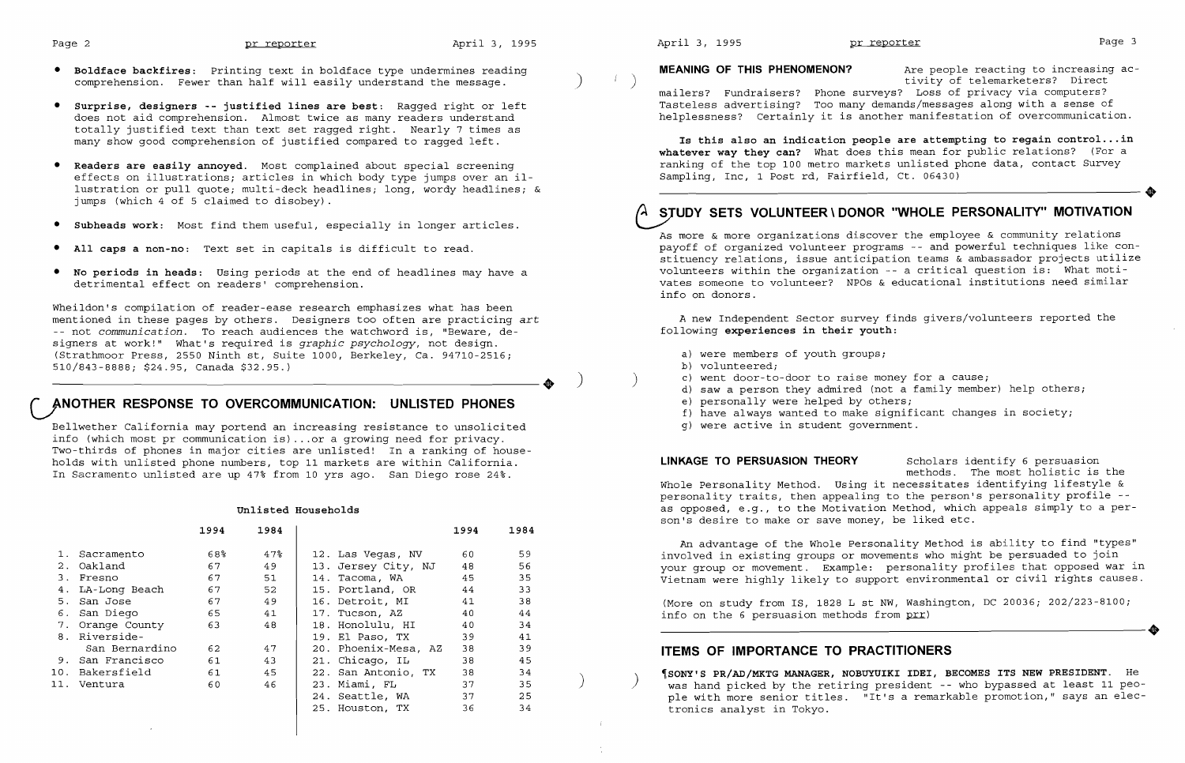- **Boldface backfires**: Printing text in boldface type undermines reading comprehension. Fewer than half will easily understand the message.

- **Surprise, designers -- justified lines are best**: Ragged right or left does not aid comprehension. Almost twice as many readers understand totally justified text than text set ragged right. Nearly 7 times as many show good comprehension of justified compared to ragged left.

- **Readers are easily annoyed**. Most complained about special screening effects on illustrations; articles in which body type jumps over an illustration or pull quote; multi-deck headlines; long, wordy headlines; & jumps (which 4 of 5 claimed to disobey).

- **Subheads work**: Most find them useful, especially in longer articles.

- **All caps a non-no**: Text set in capitals is difficult to read.

- **No periods in heads**: Using periods at the end of headlines may have a detrimental effect on readers' comprehension.

Wheildon's compilation of reader-ease research emphasizes what has been mentioned in these pages by others. Designers too often are practicing *art* -- not *communication*. To reach audiences the watchword is, "Beware, designers at work!" What's required is *graphic psychology*, not design. (Strathmoor Press, 2550 Ninth st, Suite 1000, Berkeley, Ca. 94710-2516; 510/843-8888; $24.95, Canada $32.95.)

## ANOTHER RESPONSE TO OVERCOMMUNICATION: UNLISTED PHONES

Bellwether California may portend an increasing resistance to unsolicited info (which most pr communication is)...or a growing need for privacy. Two-thirds of phones in major cities are unlisted! In a ranking of households with unlisted phone numbers, top 11 markets are within California. In Sacramento unlisted are up 47% from 10 yrs ago. San Diego rose 24%.

**Unlisted Households**

| | 1994 | 1984 | | 1994 | 1984 |
|---|---|---|---|---|---|
| 1. Sacramento | 68% | 47% | 12. Las Vegas, NV | 60 | 59 |
| 2. Oakland | 67 | 49 | 13. Jersey City, NJ | 48 | 56 |
| 3. Fresno | 67 | 51 | 14. Tacoma, WA | 45 | 35 |
| 4. LA-Long Beach | 67 | 52 | 15. Portland, OR | 44 | 33 |
| 5. San Jose | 67 | 49 | 16. Detroit, MI | 41 | 38 |
| 6. San Diego | 65 | 41 | 17. Tucson, AZ | 40 | 44 |
| 7. Orange County | 63 | 48 | 18. Honolulu, HI | 40 | 34 |
| 8. Riverside-San Bernardino | 62 | 47 | 19. El Paso, TX | 39 | 41 |
| | | | 20. Phoenix-Mesa, AZ | 38 | 39 |
| 9. San Francisco | 61 | 43 | 21. Chicago, IL | 38 | 45 |
| 10. Bakersfield | 61 | 45 | 22. San Antonio, TX | 38 | 34 |
| 11. Ventura | 60 | 46 | 23. Miami, FL | 37 | 35 |
| | | | 24. Seattle, WA | 37 | 25 |
| | | | 25. Houston, TX | 36 | 34 |

**MEANING OF THIS PHENOMENON?** Are people reacting to increasing activity of telemarketers? Direct mailers? Fundraisers? Phone surveys? Loss of privacy via computers? Tasteless advertising? Too many demands/messages along with a sense of helplessness? Certainly it is another manifestation of overcommunication.

**Is this also an indication people are attempting to regain control...in whatever way they can?** What does this mean for public relations? (For a ranking of the top 100 metro markets unlisted phone data, contact Survey Sampling, Inc, 1 Post rd, Fairfield, Ct. 06430)

## STUDY SETS VOLUNTEER \ DONOR "WHOLE PERSONALITY" MOTIVATION

As more & more organizations discover the employee & community relations payoff of organized volunteer programs -- and powerful techniques like constituency relations, issue anticipation teams & ambassador projects utilize volunteers within the organization -- a critical question is: What motivates someone to volunteer? NPOs & educational institutions need similar info on donors.

A new Independent Sector survey finds givers/volunteers reported the following **experiences in their youth**:

a) were members of youth groups;
b) volunteered;
c) went door-to-door to raise money for a cause;
d) saw a person they admired (not a family member) help others;
e) personally were helped by others;
f) have always wanted to make significant changes in society;
g) were active in student government.

**LINKAGE TO PERSUASION THEORY** Scholars identify 6 persuasion methods. The most holistic is the Whole Personality Method. Using it necessitates identifying lifestyle & personality traits, then appealing to the person's personality profile -- as opposed, e.g., to the Motivation Method, which appeals simply to a person's desire to make or save money, be liked etc.

An advantage of the Whole Personality Method is ability to find "types" involved in existing groups or movements who might be persuaded to join your group or movement. Example: personality profiles that opposed war in Vietnam were highly likely to support environmental or civil rights causes.

(More on study from IS, 1828 L st NW, Washington, DC 20036; 202/223-8100; info on the 6 persuasion methods from prr)

## ITEMS OF IMPORTANCE TO PRACTITIONERS

¶**SONY'S PR/AD/MKTG MANAGER, NOBUYUIKI IDEI, BECOMES ITS NEW PRESIDENT.** He was hand picked by the retiring president -- who bypassed at least 11 people with more senior titles. "It's a remarkable promotion," says an electronics analyst in Tokyo.